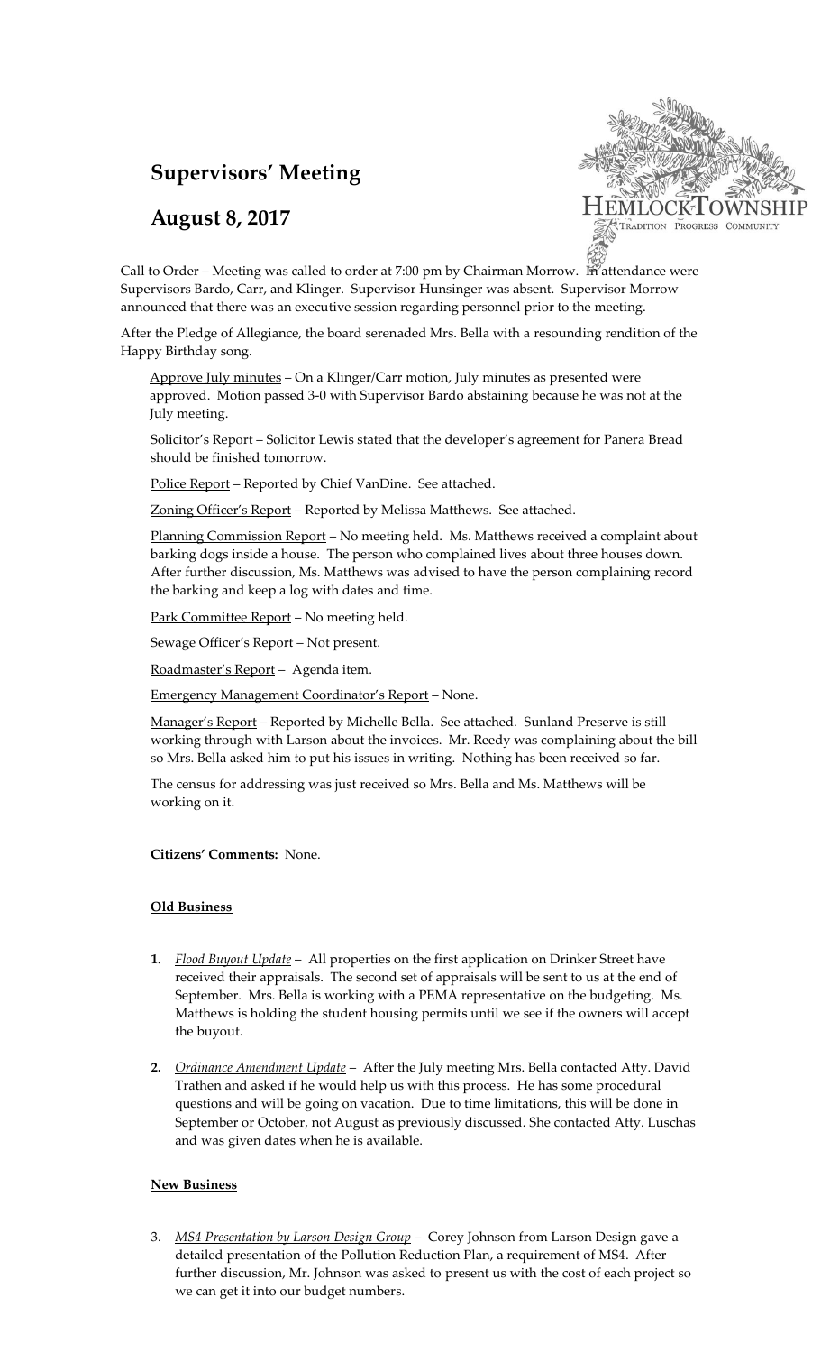# Supervisors' Meeting

## August 8, 2017

Call to Order – Meeting was called to order at 7:00 pm by Chairman Morrow. In attendance were Supervisors Bardo, Carr, and Klinger. Supervisor Hunsinger was absent. Supervisor Morrow announced that there was an executive session regarding personnel prior to the meeting.

After the Pledge of Allegiance, the board serenaded Mrs. Bella with a resounding rendition of the Happy Birthday song.

Approve July minutes – On a Klinger/Carr motion, July minutes as presented were approved. Motion passed 3-0 with Supervisor Bardo abstaining because he was not at the July meeting.

Solicitor's Report – Solicitor Lewis stated that the developer's agreement for Panera Bread should be finished tomorrow.

Police Report – Reported by Chief VanDine. See attached.

Zoning Officer's Report – Reported by Melissa Matthews. See attached.

Planning Commission Report – No meeting held. Ms. Matthews received a complaint about barking dogs inside a house. The person who complained lives about three houses down. After further discussion, Ms. Matthews was advised to have the person complaining record the barking and keep a log with dates and time.

Park Committee Report – No meeting held.

Sewage Officer's Report – Not present.

Roadmaster's Report – Agenda item.

Emergency Management Coordinator's Report – None.

Manager's Report – Reported by Michelle Bella. See attached. Sunland Preserve is still working through with Larson about the invoices. Mr. Reedy was complaining about the bill so Mrs. Bella asked him to put his issues in writing. Nothing has been received so far.

The census for addressing was just received so Mrs. Bella and Ms. Matthews will be working on it.

**Citizens' Comments:** None.

**Old Business**

1. *Flood Buyout Update* – All properties on the first application on Drinker Street have received their appraisals. The second set of appraisals will be sent to us at the end of September. Mrs. Bella is working with a PEMA representative on the budgeting. Ms. Matthews is holding the student housing permits until we see if the owners will accept the buyout.

2. *Ordinance Amendment Update* – After the July meeting Mrs. Bella contacted Atty. David Trathen and asked if he would help us with this process. He has some procedural questions and will be going on vacation. Due to time limitations, this will be done in September or October, not August as previously discussed. She contacted Atty. Luschas and was given dates when he is available.

**New Business**

3. *MS4 Presentation by Larson Design Group* – Corey Johnson from Larson Design gave a detailed presentation of the Pollution Reduction Plan, a requirement of MS4. After further discussion, Mr. Johnson was asked to present us with the cost of each project so we can get it into our budget numbers.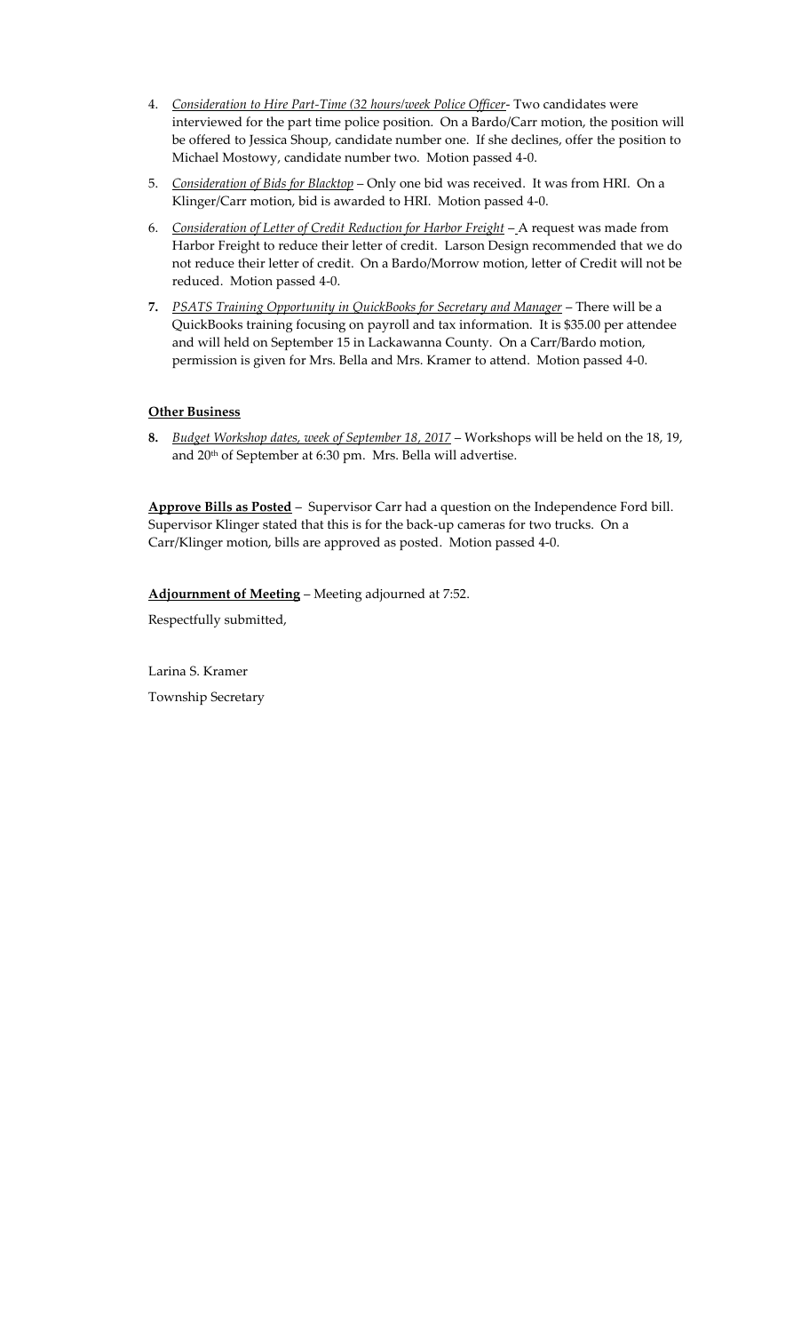4. *Consideration to Hire Part-Time (32 hours/week Police Officer*- Two candidates were interviewed for the part time police position. On a Bardo/Carr motion, the position will be offered to Jessica Shoup, candidate number one. If she declines, offer the position to Michael Mostowy, candidate number two. Motion passed 4-0.

5. *Consideration of Bids for Blacktop* – Only one bid was received. It was from HRI. On a Klinger/Carr motion, bid is awarded to HRI. Motion passed 4-0.

6. *Consideration of Letter of Credit Reduction for Harbor Freight* – A request was made from Harbor Freight to reduce their letter of credit. Larson Design recommended that we do not reduce their letter of credit. On a Bardo/Morrow motion, letter of Credit will not be reduced. Motion passed 4-0.

**7.** *PSATS Training Opportunity in QuickBooks for Secretary and Manager* – There will be a QuickBooks training focusing on payroll and tax information. It is $35.00 per attendee and will held on September 15 in Lackawanna County. On a Carr/Bardo motion, permission is given for Mrs. Bella and Mrs. Kramer to attend. Motion passed 4-0.

**Other Business**

**8.** *Budget Workshop dates, week of September 18, 2017* – Workshops will be held on the 18, 19, and 20th of September at 6:30 pm. Mrs. Bella will advertise.

**Approve Bills as Posted** – Supervisor Carr had a question on the Independence Ford bill. Supervisor Klinger stated that this is for the back-up cameras for two trucks. On a Carr/Klinger motion, bills are approved as posted. Motion passed 4-0.

**Adjournment of Meeting** – Meeting adjourned at 7:52.

Respectfully submitted,

Larina S. Kramer

Township Secretary